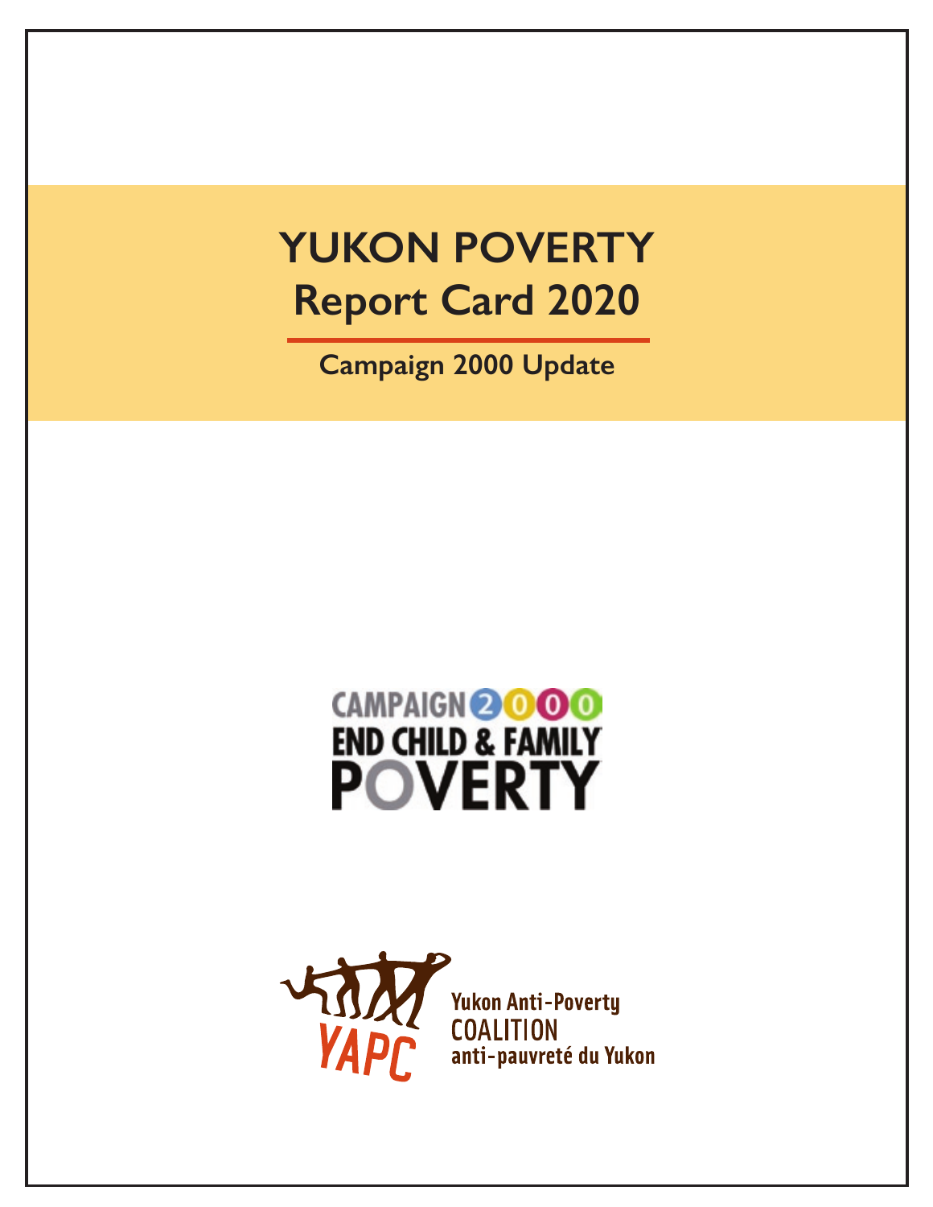# YUKON POVERTY Report Card 2020

## Campaign 2000 Update

CAMPAIGN 2000
END CHILD & FAMILY POVERTY

YAPC
Yukon Anti-Poverty COALITION anti-pauvreté du Yukon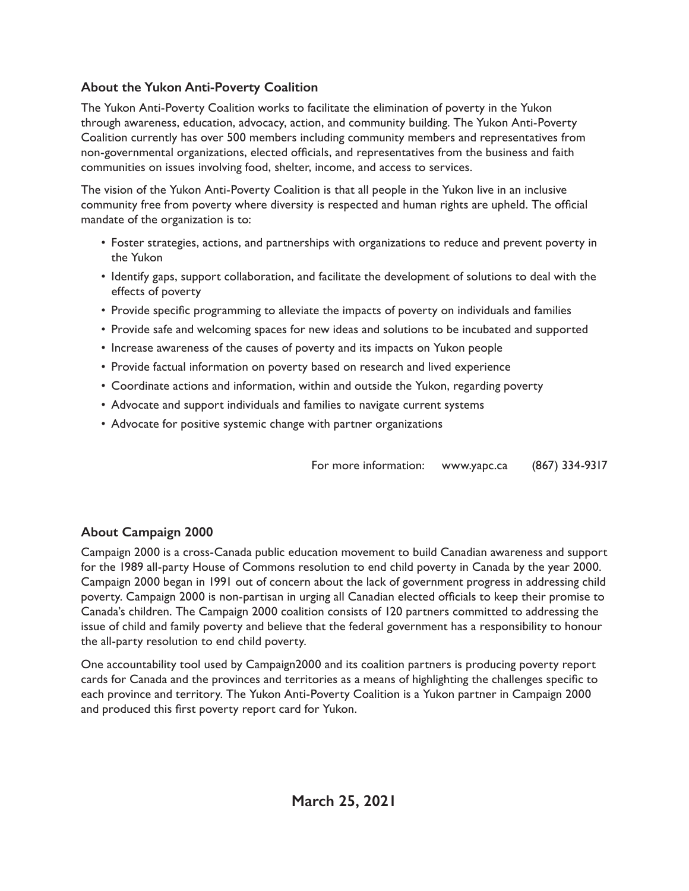## About the Yukon Anti-Poverty Coalition

The Yukon Anti-Poverty Coalition works to facilitate the elimination of poverty in the Yukon through awareness, education, advocacy, action, and community building. The Yukon Anti-Poverty Coalition currently has over 500 members including community members and representatives from non-governmental organizations, elected officials, and representatives from the business and faith communities on issues involving food, shelter, income, and access to services.

The vision of the Yukon Anti-Poverty Coalition is that all people in the Yukon live in an inclusive community free from poverty where diversity is respected and human rights are upheld. The official mandate of the organization is to:

- Foster strategies, actions, and partnerships with organizations to reduce and prevent poverty in the Yukon
- Identify gaps, support collaboration, and facilitate the development of solutions to deal with the effects of poverty
- Provide specific programming to alleviate the impacts of poverty on individuals and families
- Provide safe and welcoming spaces for new ideas and solutions to be incubated and supported
- Increase awareness of the causes of poverty and its impacts on Yukon people
- Provide factual information on poverty based on research and lived experience
- Coordinate actions and information, within and outside the Yukon, regarding poverty
- Advocate and support individuals and families to navigate current systems
- Advocate for positive systemic change with partner organizations

For more information: www.yapc.ca (867) 334-9317

## About Campaign 2000

Campaign 2000 is a cross-Canada public education movement to build Canadian awareness and support for the 1989 all-party House of Commons resolution to end child poverty in Canada by the year 2000. Campaign 2000 began in 1991 out of concern about the lack of government progress in addressing child poverty. Campaign 2000 is non-partisan in urging all Canadian elected officials to keep their promise to Canada's children. The Campaign 2000 coalition consists of 120 partners committed to addressing the issue of child and family poverty and believe that the federal government has a responsibility to honour the all-party resolution to end child poverty.

One accountability tool used by Campaign2000 and its coalition partners is producing poverty report cards for Canada and the provinces and territories as a means of highlighting the challenges specific to each province and territory. The Yukon Anti-Poverty Coalition is a Yukon partner in Campaign 2000 and produced this first poverty report card for Yukon.

**March 25, 2021**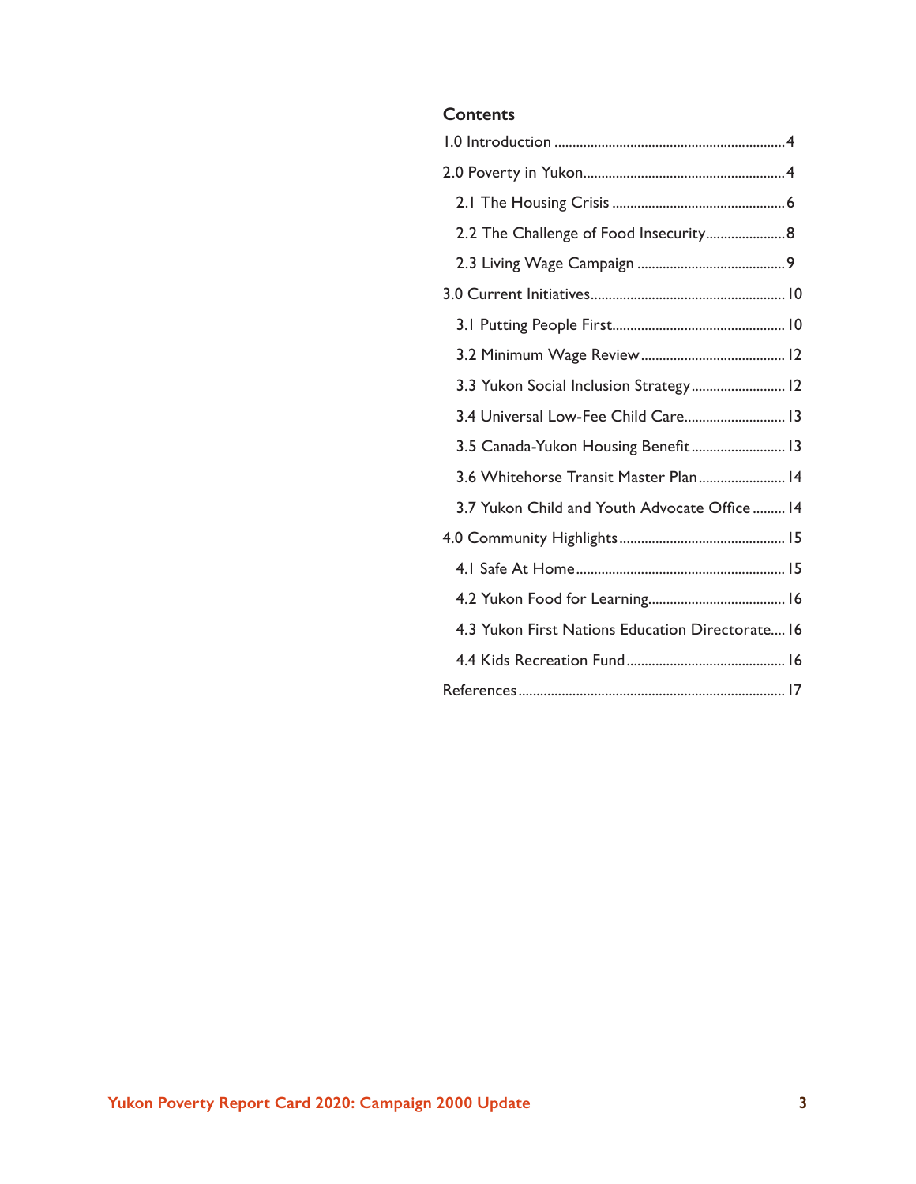## Contents

1.0 Introduction .......... 4

2.0 Poverty in Yukon .......... 4

- 2.1 The Housing Crisis .......... 6
- 2.2 The Challenge of Food Insecurity .......... 8
- 2.3 Living Wage Campaign .......... 9

3.0 Current Initiatives .......... 10

- 3.1 Putting People First .......... 10
- 3.2 Minimum Wage Review .......... 12
- 3.3 Yukon Social Inclusion Strategy .......... 12
- 3.4 Universal Low-Fee Child Care .......... 13
- 3.5 Canada-Yukon Housing Benefit .......... 13
- 3.6 Whitehorse Transit Master Plan .......... 14
- 3.7 Yukon Child and Youth Advocate Office .......... 14

4.0 Community Highlights .......... 15

- 4.1 Safe At Home .......... 15
- 4.2 Yukon Food for Learning .......... 16
- 4.3 Yukon First Nations Education Directorate .......... 16
- 4.4 Kids Recreation Fund .......... 16

References .......... 17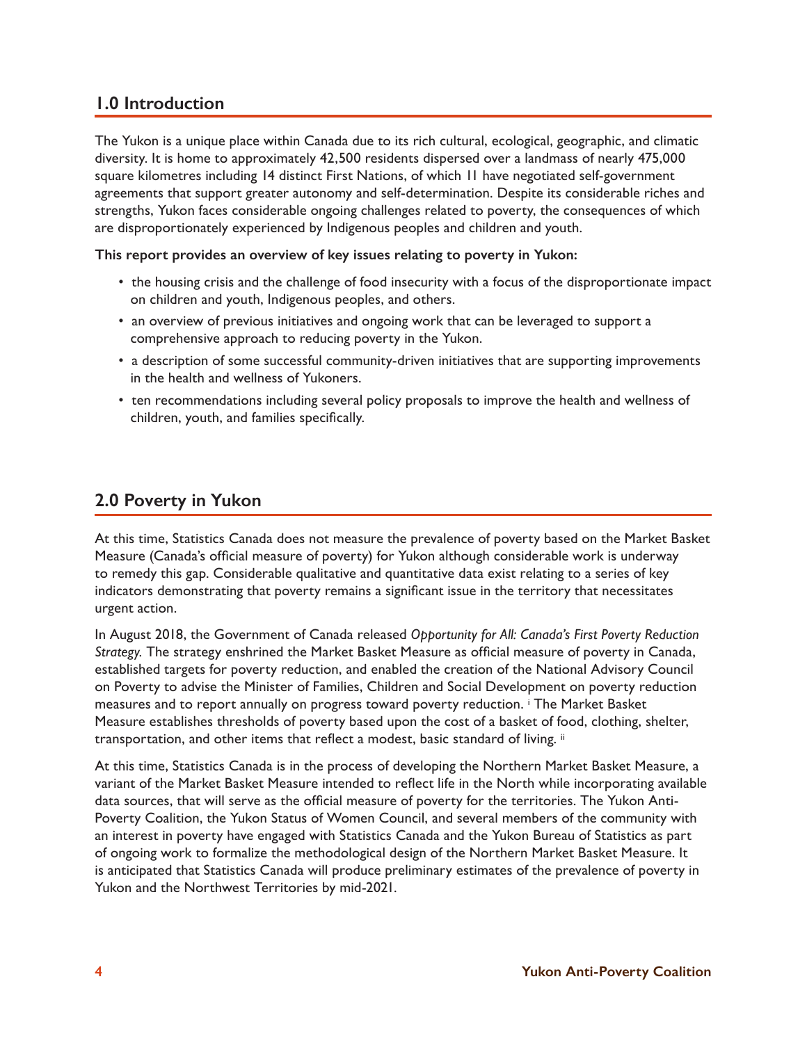## 1.0 Introduction

The Yukon is a unique place within Canada due to its rich cultural, ecological, geographic, and climatic diversity. It is home to approximately 42,500 residents dispersed over a landmass of nearly 475,000 square kilometres including 14 distinct First Nations, of which 11 have negotiated self-government agreements that support greater autonomy and self-determination. Despite its considerable riches and strengths, Yukon faces considerable ongoing challenges related to poverty, the consequences of which are disproportionately experienced by Indigenous peoples and children and youth.

**This report provides an overview of key issues relating to poverty in Yukon:**

- the housing crisis and the challenge of food insecurity with a focus of the disproportionate impact on children and youth, Indigenous peoples, and others.
- an overview of previous initiatives and ongoing work that can be leveraged to support a comprehensive approach to reducing poverty in the Yukon.
- a description of some successful community-driven initiatives that are supporting improvements in the health and wellness of Yukoners.
- ten recommendations including several policy proposals to improve the health and wellness of children, youth, and families specifically.

## 2.0 Poverty in Yukon

At this time, Statistics Canada does not measure the prevalence of poverty based on the Market Basket Measure (Canada's official measure of poverty) for Yukon although considerable work is underway to remedy this gap. Considerable qualitative and quantitative data exist relating to a series of key indicators demonstrating that poverty remains a significant issue in the territory that necessitates urgent action.

In August 2018, the Government of Canada released *Opportunity for All: Canada's First Poverty Reduction Strategy.* The strategy enshrined the Market Basket Measure as official measure of poverty in Canada, established targets for poverty reduction, and enabled the creation of the National Advisory Council on Poverty to advise the Minister of Families, Children and Social Development on poverty reduction measures and to report annually on progress toward poverty reduction. [i] The Market Basket Measure establishes thresholds of poverty based upon the cost of a basket of food, clothing, shelter, transportation, and other items that reflect a modest, basic standard of living. [ii]

At this time, Statistics Canada is in the process of developing the Northern Market Basket Measure, a variant of the Market Basket Measure intended to reflect life in the North while incorporating available data sources, that will serve as the official measure of poverty for the territories. The Yukon Anti-Poverty Coalition, the Yukon Status of Women Council, and several members of the community with an interest in poverty have engaged with Statistics Canada and the Yukon Bureau of Statistics as part of ongoing work to formalize the methodological design of the Northern Market Basket Measure. It is anticipated that Statistics Canada will produce preliminary estimates of the prevalence of poverty in Yukon and the Northwest Territories by mid-2021.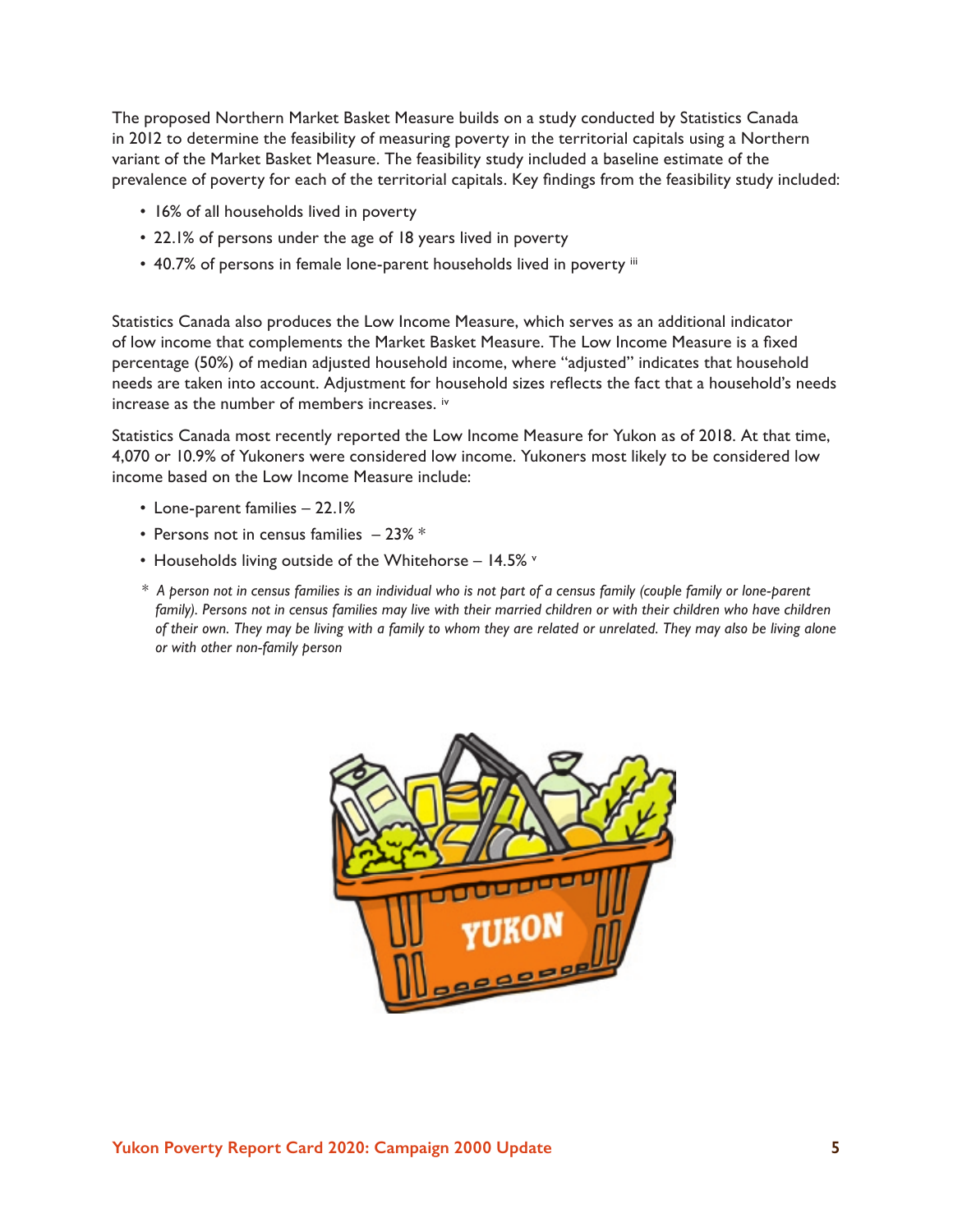The proposed Northern Market Basket Measure builds on a study conducted by Statistics Canada in 2012 to determine the feasibility of measuring poverty in the territorial capitals using a Northern variant of the Market Basket Measure. The feasibility study included a baseline estimate of the prevalence of poverty for each of the territorial capitals. Key findings from the feasibility study included:

- 16% of all households lived in poverty
- 22.1% of persons under the age of 18 years lived in poverty
- 40.7% of persons in female lone-parent households lived in poverty [iii]

Statistics Canada also produces the Low Income Measure, which serves as an additional indicator of low income that complements the Market Basket Measure. The Low Income Measure is a fixed percentage (50%) of median adjusted household income, where "adjusted" indicates that household needs are taken into account. Adjustment for household sizes reflects the fact that a household's needs increase as the number of members increases. [iv]

Statistics Canada most recently reported the Low Income Measure for Yukon as of 2018. At that time, 4,070 or 10.9% of Yukoners were considered low income. Yukoners most likely to be considered low income based on the Low Income Measure include:

- Lone-parent families – 22.1%
- Persons not in census families – 23% *
- Households living outside of the Whitehorse – 14.5% [v]

*\* A person not in census families is an individual who is not part of a census family (couple family or lone-parent family). Persons not in census families may live with their married children or with their children who have children of their own. They may be living with a family to whom they are related or unrelated. They may also be living alone or with other non-family person*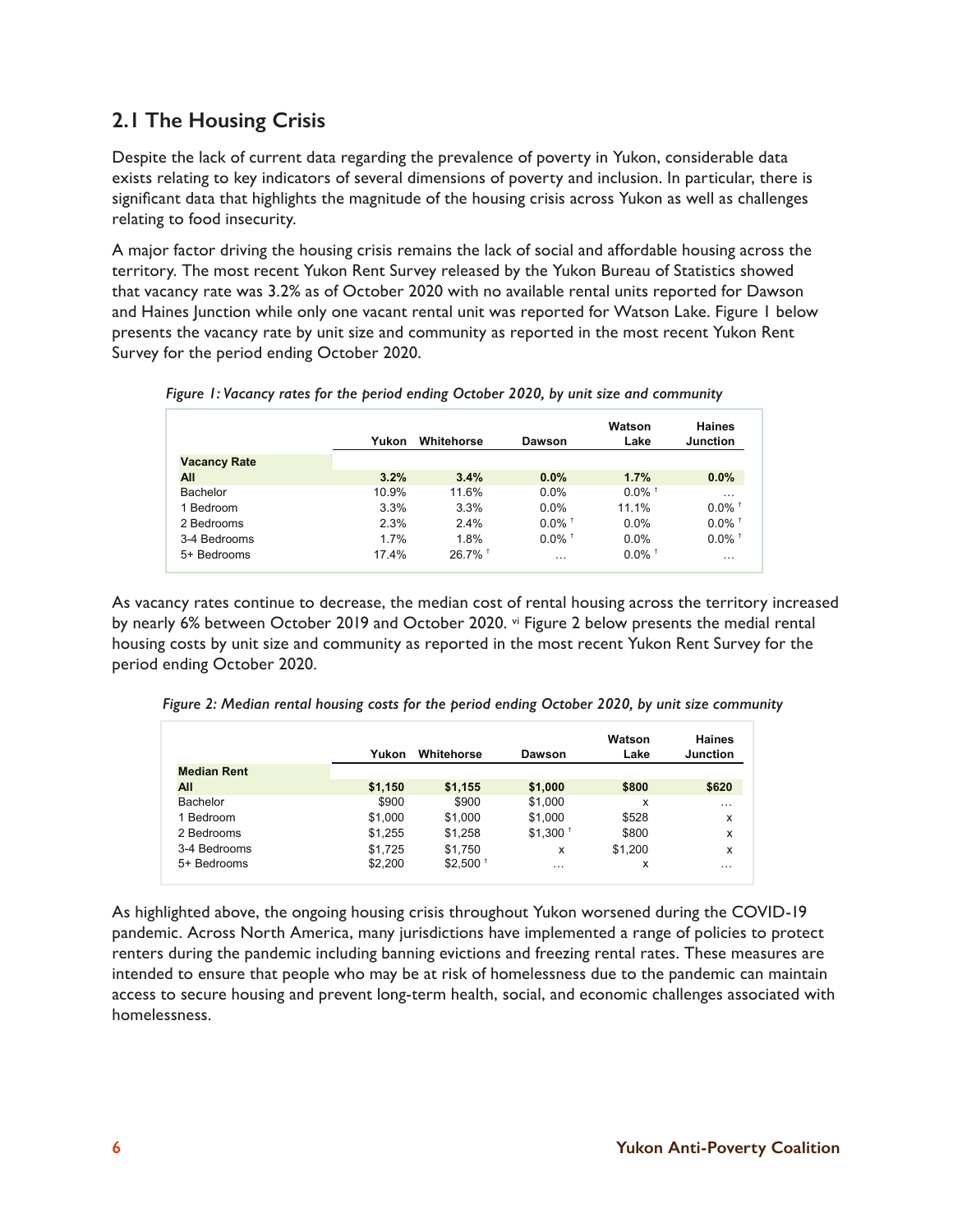## 2.1 The Housing Crisis

Despite the lack of current data regarding the prevalence of poverty in Yukon, considerable data exists relating to key indicators of several dimensions of poverty and inclusion. In particular, there is significant data that highlights the magnitude of the housing crisis across Yukon as well as challenges relating to food insecurity.

A major factor driving the housing crisis remains the lack of social and affordable housing across the territory. The most recent Yukon Rent Survey released by the Yukon Bureau of Statistics showed that vacancy rate was 3.2% as of October 2020 with no available rental units reported for Dawson and Haines Junction while only one vacant rental unit was reported for Watson Lake. Figure 1 below presents the vacancy rate by unit size and community as reported in the most recent Yukon Rent Survey for the period ending October 2020.

*Figure 1: Vacancy rates for the period ending October 2020, by unit size and community*

| | Yukon | Whitehorse | Dawson | Watson Lake | Haines Junction |
|---|---|---|---|---|---|
| **Vacancy Rate** | | | | | |
| **All** | **3.2%** | **3.4%** | **0.0%** | **1.7%** | **0.0%** |
| Bachelor | 10.9% | 11.6% | 0.0% | 0.0% † | … |
| 1 Bedroom | 3.3% | 3.3% | 0.0% | 11.1% | 0.0% † |
| 2 Bedrooms | 2.3% | 2.4% | 0.0% † | 0.0% | 0.0% † |
| 3-4 Bedrooms | 1.7% | 1.8% | 0.0% † | 0.0% | 0.0% † |
| 5+ Bedrooms | 17.4% | 26.7% † | … | 0.0% † | … |

As vacancy rates continue to decrease, the median cost of rental housing across the territory increased by nearly 6% between October 2019 and October 2020. [vi] Figure 2 below presents the medial rental housing costs by unit size and community as reported in the most recent Yukon Rent Survey for the period ending October 2020.

*Figure 2: Median rental housing costs for the period ending October 2020, by unit size community*

| | Yukon | Whitehorse | Dawson | Watson Lake | Haines Junction |
|---|---|---|---|---|---|
| **Median Rent** | | | | | |
| **All** | **$1,150** | **$1,155** | **$1,000** | **$800** | **$620** |
| Bachelor | $900 | $900 | $1,000 | x | … |
| 1 Bedroom | $1,000 | $1,000 | $1,000 | $528 | x |
| 2 Bedrooms | $1,255 | $1,258 | $1,300 † | $800 | x |
| 3-4 Bedrooms | $1,725 | $1,750 | x | $1,200 | x |
| 5+ Bedrooms | $2,200 | $2,500 † | … | x | … |

As highlighted above, the ongoing housing crisis throughout Yukon worsened during the COVID-19 pandemic. Across North America, many jurisdictions have implemented a range of policies to protect renters during the pandemic including banning evictions and freezing rental rates. These measures are intended to ensure that people who may be at risk of homelessness due to the pandemic can maintain access to secure housing and prevent long-term health, social, and economic challenges associated with homelessness.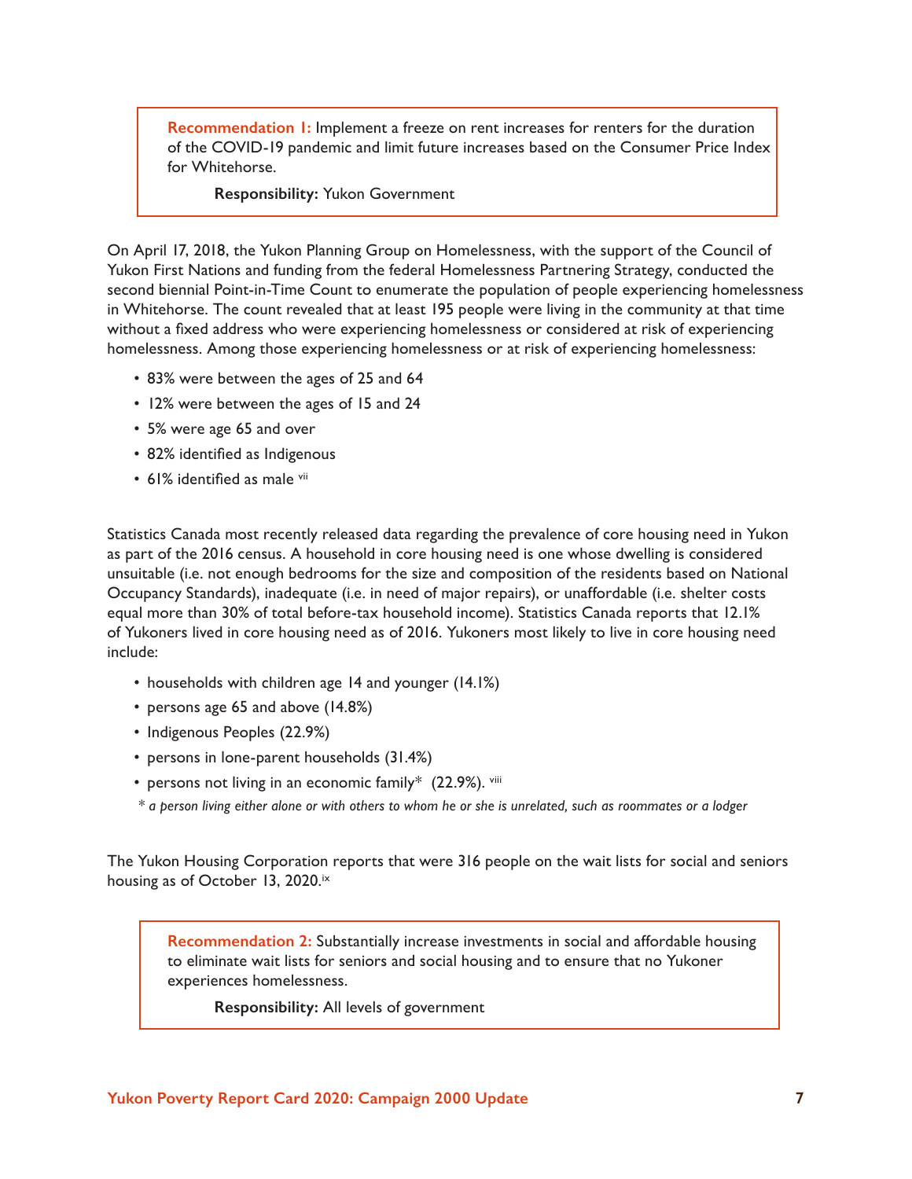> **Recommendation 1:** Implement a freeze on rent increases for renters for the duration of the COVID-19 pandemic and limit future increases based on the Consumer Price Index for Whitehorse.
>
> **Responsibility:** Yukon Government

On April 17, 2018, the Yukon Planning Group on Homelessness, with the support of the Council of Yukon First Nations and funding from the federal Homelessness Partnering Strategy, conducted the second biennial Point-in-Time Count to enumerate the population of people experiencing homelessness in Whitehorse. The count revealed that at least 195 people were living in the community at that time without a fixed address who were experiencing homelessness or considered at risk of experiencing homelessness. Among those experiencing homelessness or at risk of experiencing homelessness:

- 83% were between the ages of 25 and 64
- 12% were between the ages of 15 and 24
- 5% were age 65 and over
- 82% identified as Indigenous
- 61% identified as male [vii]

Statistics Canada most recently released data regarding the prevalence of core housing need in Yukon as part of the 2016 census. A household in core housing need is one whose dwelling is considered unsuitable (i.e. not enough bedrooms for the size and composition of the residents based on National Occupancy Standards), inadequate (i.e. in need of major repairs), or unaffordable (i.e. shelter costs equal more than 30% of total before-tax household income). Statistics Canada reports that 12.1% of Yukoners lived in core housing need as of 2016. Yukoners most likely to live in core housing need include:

- households with children age 14 and younger (14.1%)
- persons age 65 and above (14.8%)
- Indigenous Peoples (22.9%)
- persons in lone-parent households (31.4%)
- persons not living in an economic family* (22.9%). [viii]

*\* a person living either alone or with others to whom he or she is unrelated, such as roommates or a lodger*

The Yukon Housing Corporation reports that were 316 people on the wait lists for social and seniors housing as of October 13, 2020.[ix]

> **Recommendation 2:** Substantially increase investments in social and affordable housing to eliminate wait lists for seniors and social housing and to ensure that no Yukoner experiences homelessness.
>
> **Responsibility:** All levels of government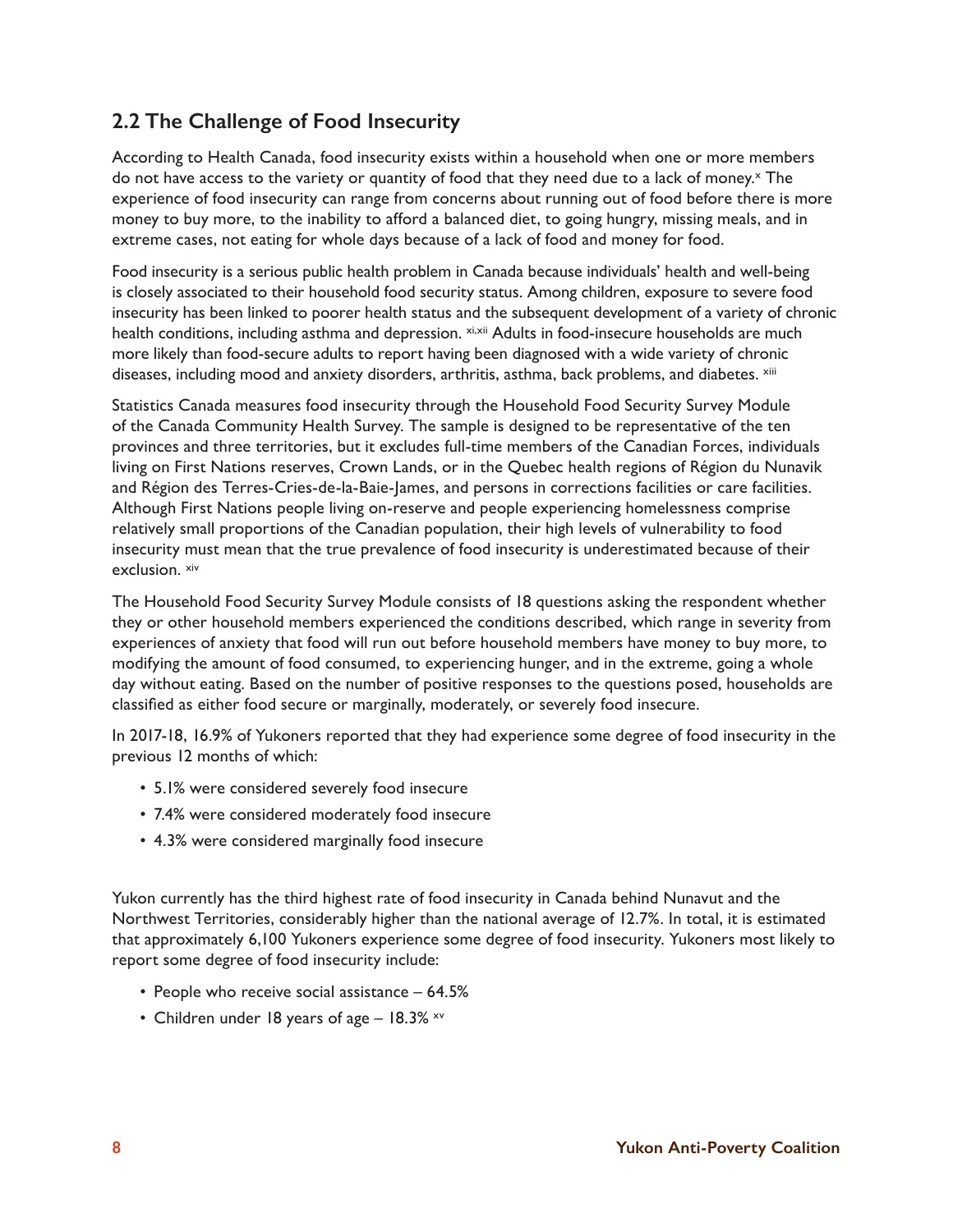## 2.2 The Challenge of Food Insecurity

According to Health Canada, food insecurity exists within a household when one or more members do not have access to the variety or quantity of food that they need due to a lack of money.[x] The experience of food insecurity can range from concerns about running out of food before there is more money to buy more, to the inability to afford a balanced diet, to going hungry, missing meals, and in extreme cases, not eating for whole days because of a lack of food and money for food.

Food insecurity is a serious public health problem in Canada because individuals' health and well-being is closely associated to their household food security status. Among children, exposure to severe food insecurity has been linked to poorer health status and the subsequent development of a variety of chronic health conditions, including asthma and depression. [xi,xii] Adults in food-insecure households are much more likely than food-secure adults to report having been diagnosed with a wide variety of chronic diseases, including mood and anxiety disorders, arthritis, asthma, back problems, and diabetes. [xiii]

Statistics Canada measures food insecurity through the Household Food Security Survey Module of the Canada Community Health Survey. The sample is designed to be representative of the ten provinces and three territories, but it excludes full-time members of the Canadian Forces, individuals living on First Nations reserves, Crown Lands, or in the Quebec health regions of Région du Nunavik and Région des Terres-Cries-de-la-Baie-James, and persons in corrections facilities or care facilities. Although First Nations people living on-reserve and people experiencing homelessness comprise relatively small proportions of the Canadian population, their high levels of vulnerability to food insecurity must mean that the true prevalence of food insecurity is underestimated because of their exclusion. [xiv]

The Household Food Security Survey Module consists of 18 questions asking the respondent whether they or other household members experienced the conditions described, which range in severity from experiences of anxiety that food will run out before household members have money to buy more, to modifying the amount of food consumed, to experiencing hunger, and in the extreme, going a whole day without eating. Based on the number of positive responses to the questions posed, households are classified as either food secure or marginally, moderately, or severely food insecure.

In 2017-18, 16.9% of Yukoners reported that they had experience some degree of food insecurity in the previous 12 months of which:

- 5.1% were considered severely food insecure
- 7.4% were considered moderately food insecure
- 4.3% were considered marginally food insecure

Yukon currently has the third highest rate of food insecurity in Canada behind Nunavut and the Northwest Territories, considerably higher than the national average of 12.7%. In total, it is estimated that approximately 6,100 Yukoners experience some degree of food insecurity. Yukoners most likely to report some degree of food insecurity include:

- People who receive social assistance – 64.5%
- Children under 18 years of age – 18.3% [xv]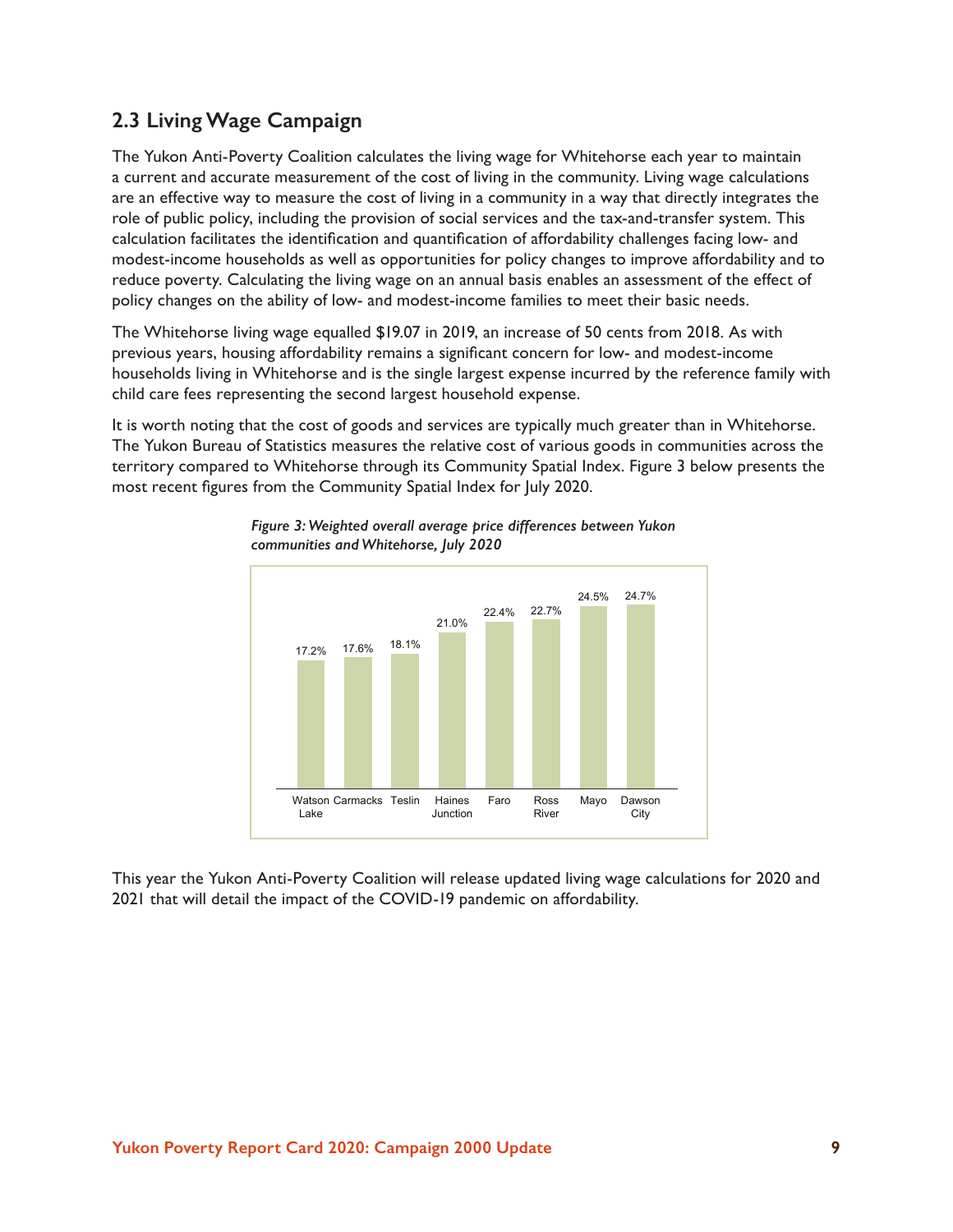## 2.3 Living Wage Campaign

The Yukon Anti-Poverty Coalition calculates the living wage for Whitehorse each year to maintain a current and accurate measurement of the cost of living in the community. Living wage calculations are an effective way to measure the cost of living in a community in a way that directly integrates the role of public policy, including the provision of social services and the tax-and-transfer system. This calculation facilitates the identification and quantification of affordability challenges facing low- and modest-income households as well as opportunities for policy changes to improve affordability and to reduce poverty. Calculating the living wage on an annual basis enables an assessment of the effect of policy changes on the ability of low- and modest-income families to meet their basic needs.

The Whitehorse living wage equalled $19.07 in 2019, an increase of 50 cents from 2018. As with previous years, housing affordability remains a significant concern for low- and modest-income households living in Whitehorse and is the single largest expense incurred by the reference family with child care fees representing the second largest household expense.

It is worth noting that the cost of goods and services are typically much greater than in Whitehorse. The Yukon Bureau of Statistics measures the relative cost of various goods in communities across the territory compared to Whitehorse through its Community Spatial Index. Figure 3 below presents the most recent figures from the Community Spatial Index for July 2020.

*Figure 3: Weighted overall average price differences between Yukon communities and Whitehorse, July 2020*

| Community | Price difference |
|---|---|
| Watson Lake | 17.2% |
| Carmacks | 17.6% |
| Teslin | 18.1% |
| Haines Junction | 21.0% |
| Faro | 22.4% |
| Ross River | 22.7% |
| Mayo | 24.5% |
| Dawson City | 24.7% |

This year the Yukon Anti-Poverty Coalition will release updated living wage calculations for 2020 and 2021 that will detail the impact of the COVID-19 pandemic on affordability.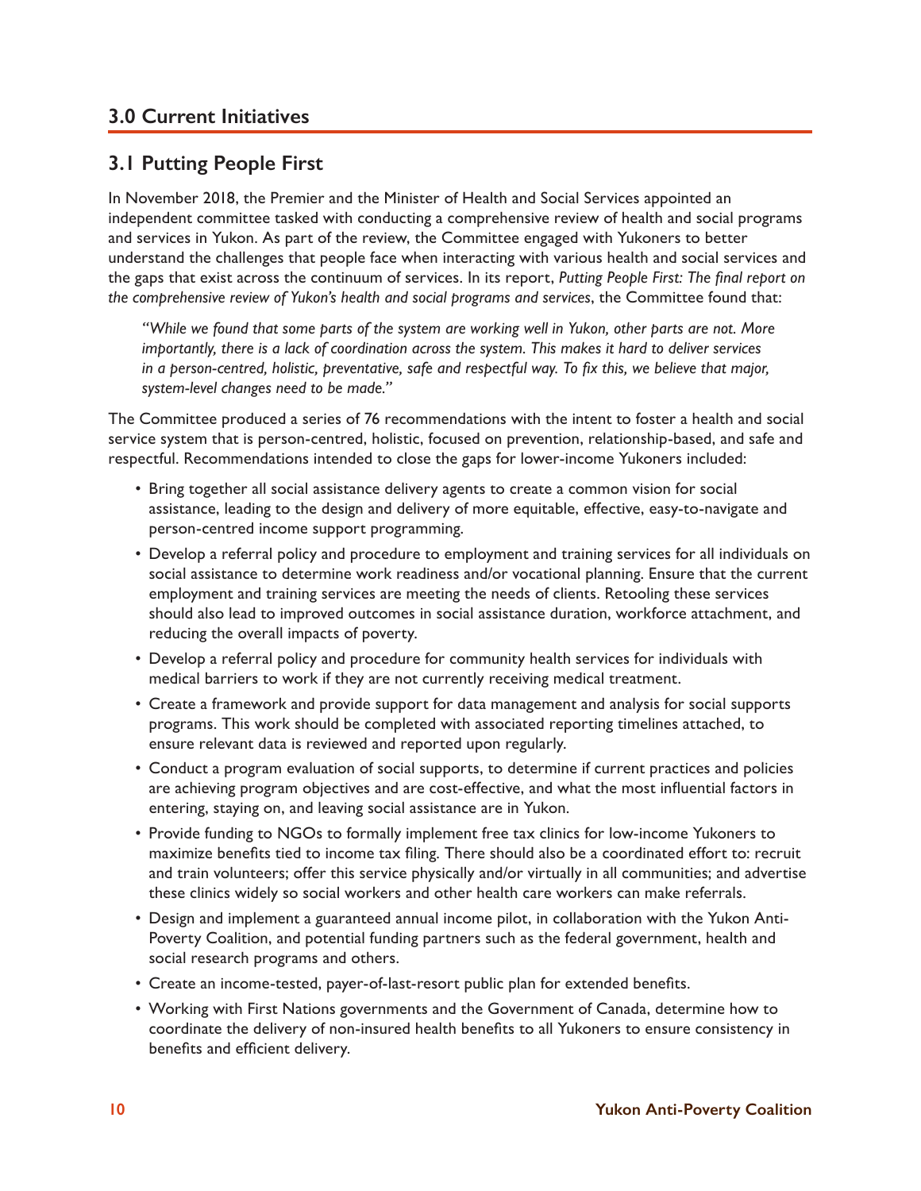## 3.0 Current Initiatives

### 3.1 Putting People First

In November 2018, the Premier and the Minister of Health and Social Services appointed an independent committee tasked with conducting a comprehensive review of health and social programs and services in Yukon. As part of the review, the Committee engaged with Yukoners to better understand the challenges that people face when interacting with various health and social services and the gaps that exist across the continuum of services. In its report, *Putting People First: The final report on the comprehensive review of Yukon's health and social programs and services*, the Committee found that:

> *"While we found that some parts of the system are working well in Yukon, other parts are not. More importantly, there is a lack of coordination across the system. This makes it hard to deliver services in a person-centred, holistic, preventative, safe and respectful way. To fix this, we believe that major, system-level changes need to be made."*

The Committee produced a series of 76 recommendations with the intent to foster a health and social service system that is person-centred, holistic, focused on prevention, relationship-based, and safe and respectful. Recommendations intended to close the gaps for lower-income Yukoners included:

- Bring together all social assistance delivery agents to create a common vision for social assistance, leading to the design and delivery of more equitable, effective, easy-to-navigate and person-centred income support programming.
- Develop a referral policy and procedure to employment and training services for all individuals on social assistance to determine work readiness and/or vocational planning. Ensure that the current employment and training services are meeting the needs of clients. Retooling these services should also lead to improved outcomes in social assistance duration, workforce attachment, and reducing the overall impacts of poverty.
- Develop a referral policy and procedure for community health services for individuals with medical barriers to work if they are not currently receiving medical treatment.
- Create a framework and provide support for data management and analysis for social supports programs. This work should be completed with associated reporting timelines attached, to ensure relevant data is reviewed and reported upon regularly.
- Conduct a program evaluation of social supports, to determine if current practices and policies are achieving program objectives and are cost-effective, and what the most influential factors in entering, staying on, and leaving social assistance are in Yukon.
- Provide funding to NGOs to formally implement free tax clinics for low-income Yukoners to maximize benefits tied to income tax filing. There should also be a coordinated effort to: recruit and train volunteers; offer this service physically and/or virtually in all communities; and advertise these clinics widely so social workers and other health care workers can make referrals.
- Design and implement a guaranteed annual income pilot, in collaboration with the Yukon Anti-Poverty Coalition, and potential funding partners such as the federal government, health and social research programs and others.
- Create an income-tested, payer-of-last-resort public plan for extended benefits.
- Working with First Nations governments and the Government of Canada, determine how to coordinate the delivery of non-insured health benefits to all Yukoners to ensure consistency in benefits and efficient delivery.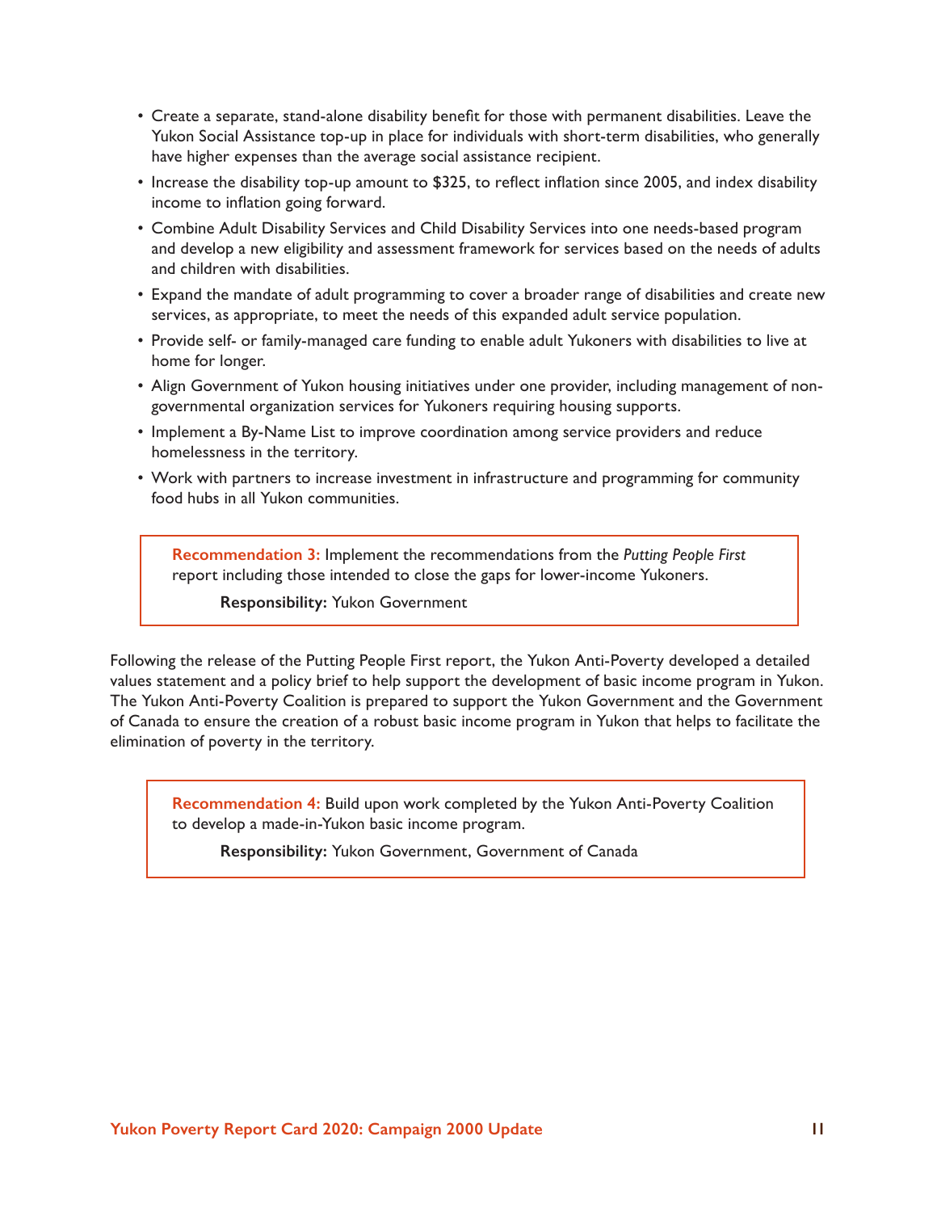- Create a separate, stand-alone disability benefit for those with permanent disabilities. Leave the Yukon Social Assistance top-up in place for individuals with short-term disabilities, who generally have higher expenses than the average social assistance recipient.
- Increase the disability top-up amount to $325, to reflect inflation since 2005, and index disability income to inflation going forward.
- Combine Adult Disability Services and Child Disability Services into one needs-based program and develop a new eligibility and assessment framework for services based on the needs of adults and children with disabilities.
- Expand the mandate of adult programming to cover a broader range of disabilities and create new services, as appropriate, to meet the needs of this expanded adult service population.
- Provide self- or family-managed care funding to enable adult Yukoners with disabilities to live at home for longer.
- Align Government of Yukon housing initiatives under one provider, including management of non-governmental organization services for Yukoners requiring housing supports.
- Implement a By-Name List to improve coordination among service providers and reduce homelessness in the territory.
- Work with partners to increase investment in infrastructure and programming for community food hubs in all Yukon communities.

> **Recommendation 3:** Implement the recommendations from the *Putting People First* report including those intended to close the gaps for lower-income Yukoners.
>
> **Responsibility:** Yukon Government

Following the release of the Putting People First report, the Yukon Anti-Poverty developed a detailed values statement and a policy brief to help support the development of basic income program in Yukon. The Yukon Anti-Poverty Coalition is prepared to support the Yukon Government and the Government of Canada to ensure the creation of a robust basic income program in Yukon that helps to facilitate the elimination of poverty in the territory.

> **Recommendation 4:** Build upon work completed by the Yukon Anti-Poverty Coalition to develop a made-in-Yukon basic income program.
>
> **Responsibility:** Yukon Government, Government of Canada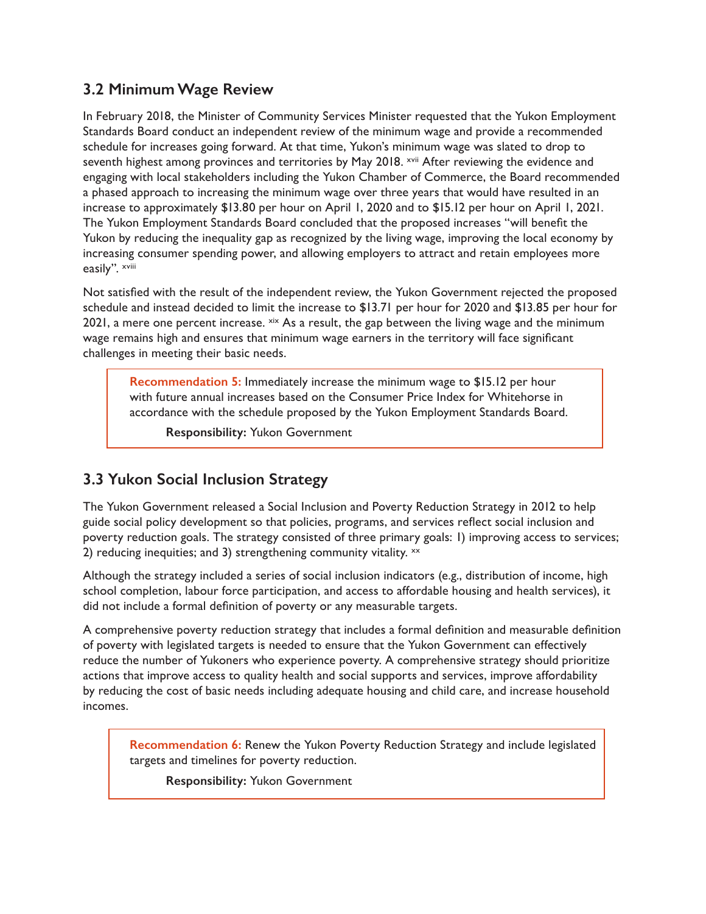## 3.2 Minimum Wage Review

In February 2018, the Minister of Community Services Minister requested that the Yukon Employment Standards Board conduct an independent review of the minimum wage and provide a recommended schedule for increases going forward. At that time, Yukon's minimum wage was slated to drop to seventh highest among provinces and territories by May 2018. [xvii] After reviewing the evidence and engaging with local stakeholders including the Yukon Chamber of Commerce, the Board recommended a phased approach to increasing the minimum wage over three years that would have resulted in an increase to approximately $13.80 per hour on April 1, 2020 and to $15.12 per hour on April 1, 2021. The Yukon Employment Standards Board concluded that the proposed increases "will benefit the Yukon by reducing the inequality gap as recognized by the living wage, improving the local economy by increasing consumer spending power, and allowing employers to attract and retain employees more easily". [xviii]

Not satisfied with the result of the independent review, the Yukon Government rejected the proposed schedule and instead decided to limit the increase to $13.71 per hour for 2020 and $13.85 per hour for 2021, a mere one percent increase. [xix] As a result, the gap between the living wage and the minimum wage remains high and ensures that minimum wage earners in the territory will face significant challenges in meeting their basic needs.

> **Recommendation 5:** Immediately increase the minimum wage to $15.12 per hour with future annual increases based on the Consumer Price Index for Whitehorse in accordance with the schedule proposed by the Yukon Employment Standards Board.
>
> **Responsibility:** Yukon Government

## 3.3 Yukon Social Inclusion Strategy

The Yukon Government released a Social Inclusion and Poverty Reduction Strategy in 2012 to help guide social policy development so that policies, programs, and services reflect social inclusion and poverty reduction goals. The strategy consisted of three primary goals: 1) improving access to services; 2) reducing inequities; and 3) strengthening community vitality. [xx]

Although the strategy included a series of social inclusion indicators (e.g., distribution of income, high school completion, labour force participation, and access to affordable housing and health services), it did not include a formal definition of poverty or any measurable targets.

A comprehensive poverty reduction strategy that includes a formal definition and measurable definition of poverty with legislated targets is needed to ensure that the Yukon Government can effectively reduce the number of Yukoners who experience poverty. A comprehensive strategy should prioritize actions that improve access to quality health and social supports and services, improve affordability by reducing the cost of basic needs including adequate housing and child care, and increase household incomes.

> **Recommendation 6:** Renew the Yukon Poverty Reduction Strategy and include legislated targets and timelines for poverty reduction.
>
> **Responsibility:** Yukon Government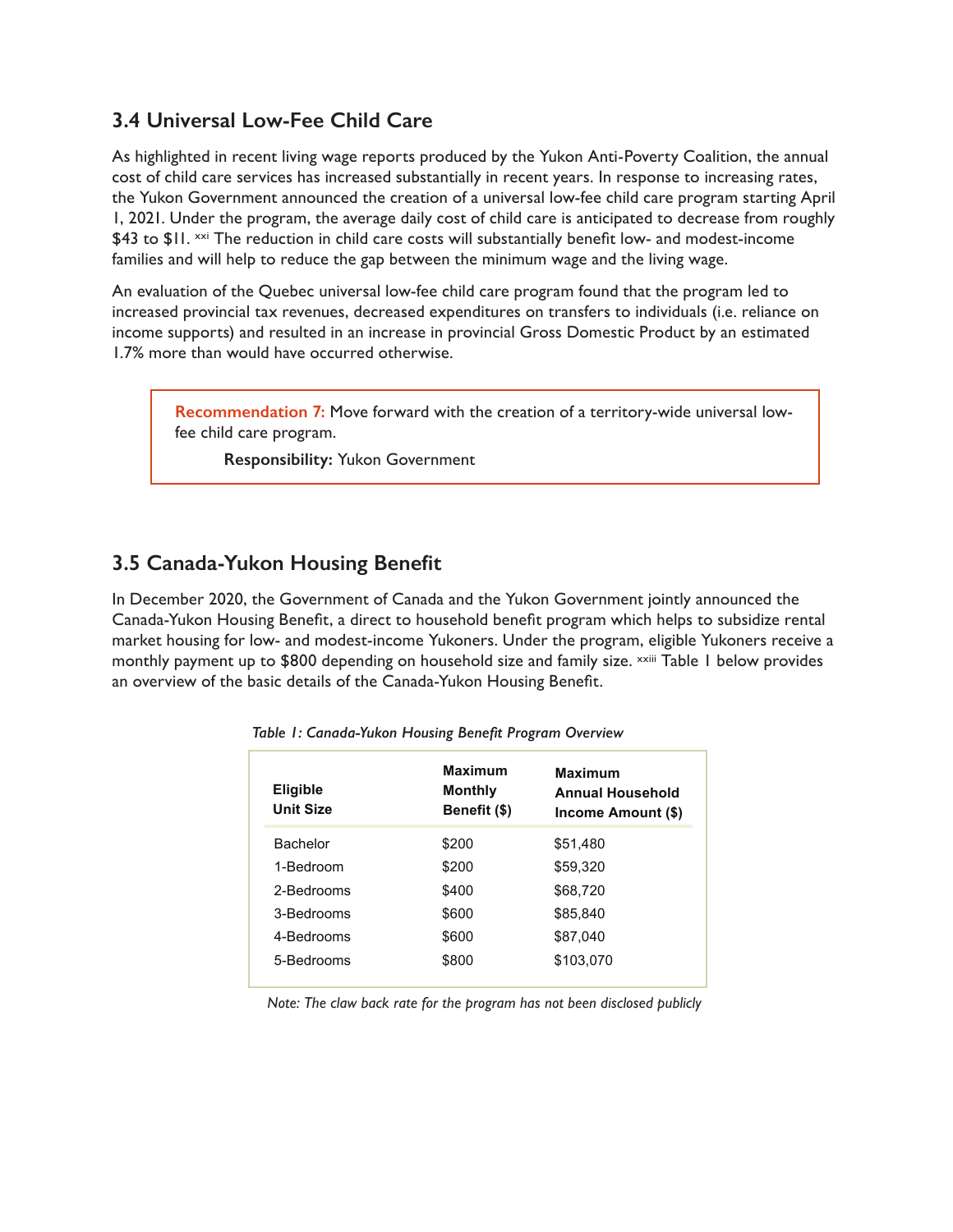## 3.4 Universal Low-Fee Child Care

As highlighted in recent living wage reports produced by the Yukon Anti-Poverty Coalition, the annual cost of child care services has increased substantially in recent years. In response to increasing rates, the Yukon Government announced the creation of a universal low-fee child care program starting April 1, 2021. Under the program, the average daily cost of child care is anticipated to decrease from roughly $43 to $11. [xxi] The reduction in child care costs will substantially benefit low- and modest-income families and will help to reduce the gap between the minimum wage and the living wage.

An evaluation of the Quebec universal low-fee child care program found that the program led to increased provincial tax revenues, decreased expenditures on transfers to individuals (i.e. reliance on income supports) and resulted in an increase in provincial Gross Domestic Product by an estimated 1.7% more than would have occurred otherwise.

> **Recommendation 7:** Move forward with the creation of a territory-wide universal low-fee child care program.
>
> **Responsibility:** Yukon Government

## 3.5 Canada-Yukon Housing Benefit

In December 2020, the Government of Canada and the Yukon Government jointly announced the Canada-Yukon Housing Benefit, a direct to household benefit program which helps to subsidize rental market housing for low- and modest-income Yukoners. Under the program, eligible Yukoners receive a monthly payment up to $800 depending on household size and family size. [xxiii] Table 1 below provides an overview of the basic details of the Canada-Yukon Housing Benefit.

*Table 1: Canada-Yukon Housing Benefit Program Overview*

| Eligible Unit Size | Maximum Monthly Benefit ($) | Maximum Annual Household Income Amount ($) |
|---|---|---|
| Bachelor | $200 | $51,480 |
| 1-Bedroom | $200 | $59,320 |
| 2-Bedrooms | $400 | $68,720 |
| 3-Bedrooms | $600 | $85,840 |
| 4-Bedrooms | $600 | $87,040 |
| 5-Bedrooms | $800 | $103,070 |

*Note: The claw back rate for the program has not been disclosed publicly*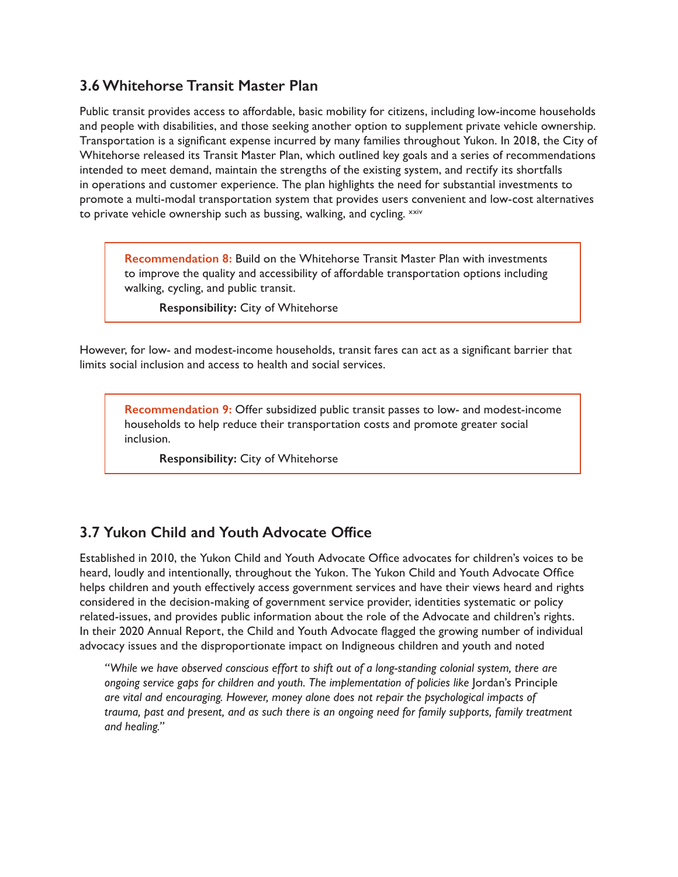## 3.6 Whitehorse Transit Master Plan

Public transit provides access to affordable, basic mobility for citizens, including low-income households and people with disabilities, and those seeking another option to supplement private vehicle ownership. Transportation is a significant expense incurred by many families throughout Yukon. In 2018, the City of Whitehorse released its Transit Master Plan, which outlined key goals and a series of recommendations intended to meet demand, maintain the strengths of the existing system, and rectify its shortfalls in operations and customer experience. The plan highlights the need for substantial investments to promote a multi-modal transportation system that provides users convenient and low-cost alternatives to private vehicle ownership such as bussing, walking, and cycling. [xxiv]

> **Recommendation 8:** Build on the Whitehorse Transit Master Plan with investments to improve the quality and accessibility of affordable transportation options including walking, cycling, and public transit.
>
> **Responsibility:** City of Whitehorse

However, for low- and modest-income households, transit fares can act as a significant barrier that limits social inclusion and access to health and social services.

> **Recommendation 9:** Offer subsidized public transit passes to low- and modest-income households to help reduce their transportation costs and promote greater social inclusion.
>
> **Responsibility:** City of Whitehorse

## 3.7 Yukon Child and Youth Advocate Office

Established in 2010, the Yukon Child and Youth Advocate Office advocates for children's voices to be heard, loudly and intentionally, throughout the Yukon. The Yukon Child and Youth Advocate Office helps children and youth effectively access government services and have their views heard and rights considered in the decision-making of government service provider, identities systematic or policy related-issues, and provides public information about the role of the Advocate and children's rights. In their 2020 Annual Report, the Child and Youth Advocate flagged the growing number of individual advocacy issues and the disproportionate impact on Indigneous children and youth and noted

> *"While we have observed conscious effort to shift out of a long-standing colonial system, there are ongoing service gaps for children and youth. The implementation of policies like* Jordan's Principle *are vital and encouraging. However, money alone does not repair the psychological impacts of trauma, past and present, and as such there is an ongoing need for family supports, family treatment and healing."*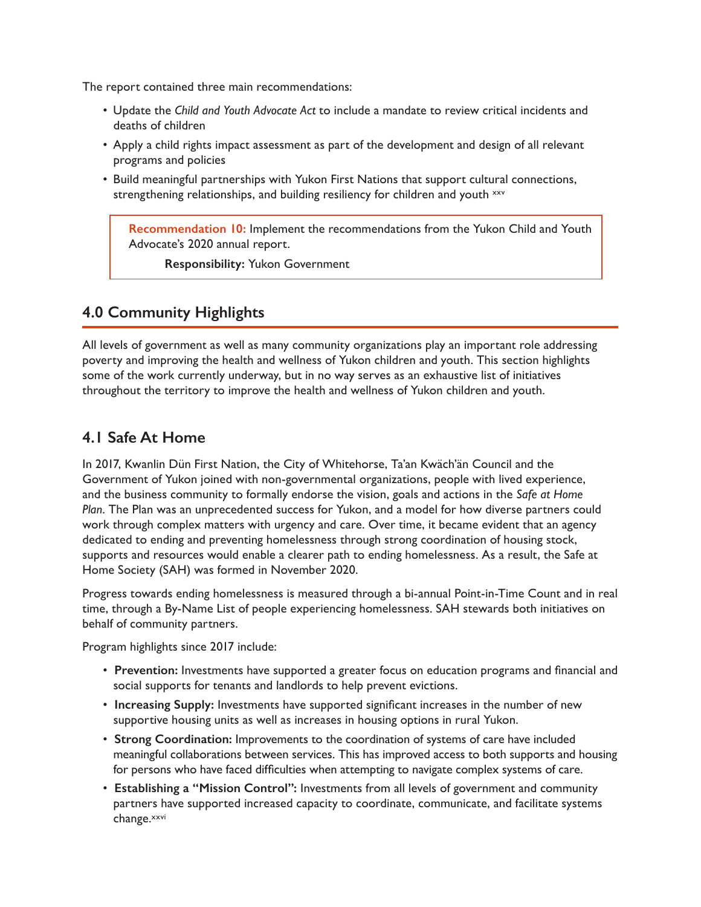The report contained three main recommendations:

- Update the *Child and Youth Advocate Act* to include a mandate to review critical incidents and deaths of children
- Apply a child rights impact assessment as part of the development and design of all relevant programs and policies
- Build meaningful partnerships with Yukon First Nations that support cultural connections, strengthening relationships, and building resiliency for children and youth [xxv]

> **Recommendation 10:** Implement the recommendations from the Yukon Child and Youth Advocate's 2020 annual report.
>
> **Responsibility:** Yukon Government

## 4.0 Community Highlights

All levels of government as well as many community organizations play an important role addressing poverty and improving the health and wellness of Yukon children and youth. This section highlights some of the work currently underway, but in no way serves as an exhaustive list of initiatives throughout the territory to improve the health and wellness of Yukon children and youth.

### 4.1 Safe At Home

In 2017, Kwanlin Dün First Nation, the City of Whitehorse, Ta'an Kwäch'än Council and the Government of Yukon joined with non-governmental organizations, people with lived experience, and the business community to formally endorse the vision, goals and actions in the *Safe at Home Plan*. The Plan was an unprecedented success for Yukon, and a model for how diverse partners could work through complex matters with urgency and care. Over time, it became evident that an agency dedicated to ending and preventing homelessness through strong coordination of housing stock, supports and resources would enable a clearer path to ending homelessness. As a result, the Safe at Home Society (SAH) was formed in November 2020.

Progress towards ending homelessness is measured through a bi-annual Point-in-Time Count and in real time, through a By-Name List of people experiencing homelessness. SAH stewards both initiatives on behalf of community partners.

Program highlights since 2017 include:

- **Prevention:** Investments have supported a greater focus on education programs and financial and social supports for tenants and landlords to help prevent evictions.
- **Increasing Supply:** Investments have supported significant increases in the number of new supportive housing units as well as increases in housing options in rural Yukon.
- **Strong Coordination:** Improvements to the coordination of systems of care have included meaningful collaborations between services. This has improved access to both supports and housing for persons who have faced difficulties when attempting to navigate complex systems of care.
- **Establishing a "Mission Control":** Investments from all levels of government and community partners have supported increased capacity to coordinate, communicate, and facilitate systems change.[xxvi]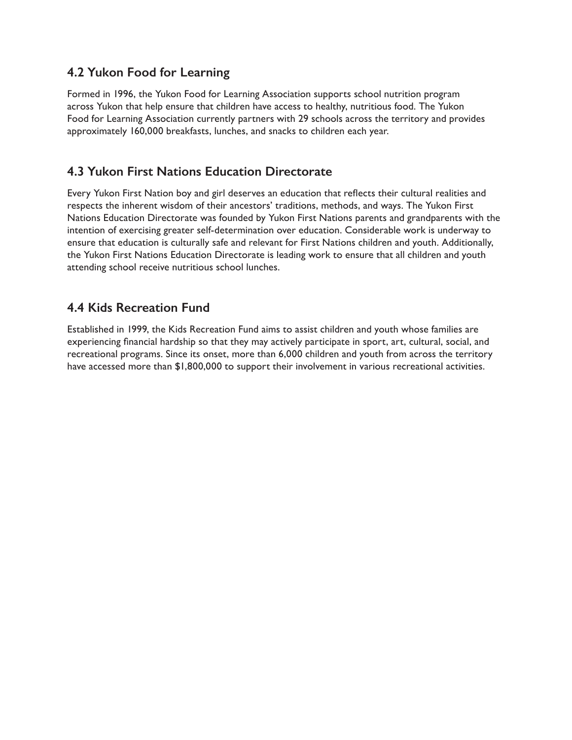## 4.2 Yukon Food for Learning

Formed in 1996, the Yukon Food for Learning Association supports school nutrition program across Yukon that help ensure that children have access to healthy, nutritious food. The Yukon Food for Learning Association currently partners with 29 schools across the territory and provides approximately 160,000 breakfasts, lunches, and snacks to children each year.

## 4.3 Yukon First Nations Education Directorate

Every Yukon First Nation boy and girl deserves an education that reflects their cultural realities and respects the inherent wisdom of their ancestors' traditions, methods, and ways. The Yukon First Nations Education Directorate was founded by Yukon First Nations parents and grandparents with the intention of exercising greater self-determination over education. Considerable work is underway to ensure that education is culturally safe and relevant for First Nations children and youth. Additionally, the Yukon First Nations Education Directorate is leading work to ensure that all children and youth attending school receive nutritious school lunches.

## 4.4 Kids Recreation Fund

Established in 1999, the Kids Recreation Fund aims to assist children and youth whose families are experiencing financial hardship so that they may actively participate in sport, art, cultural, social, and recreational programs. Since its onset, more than 6,000 children and youth from across the territory have accessed more than $1,800,000 to support their involvement in various recreational activities.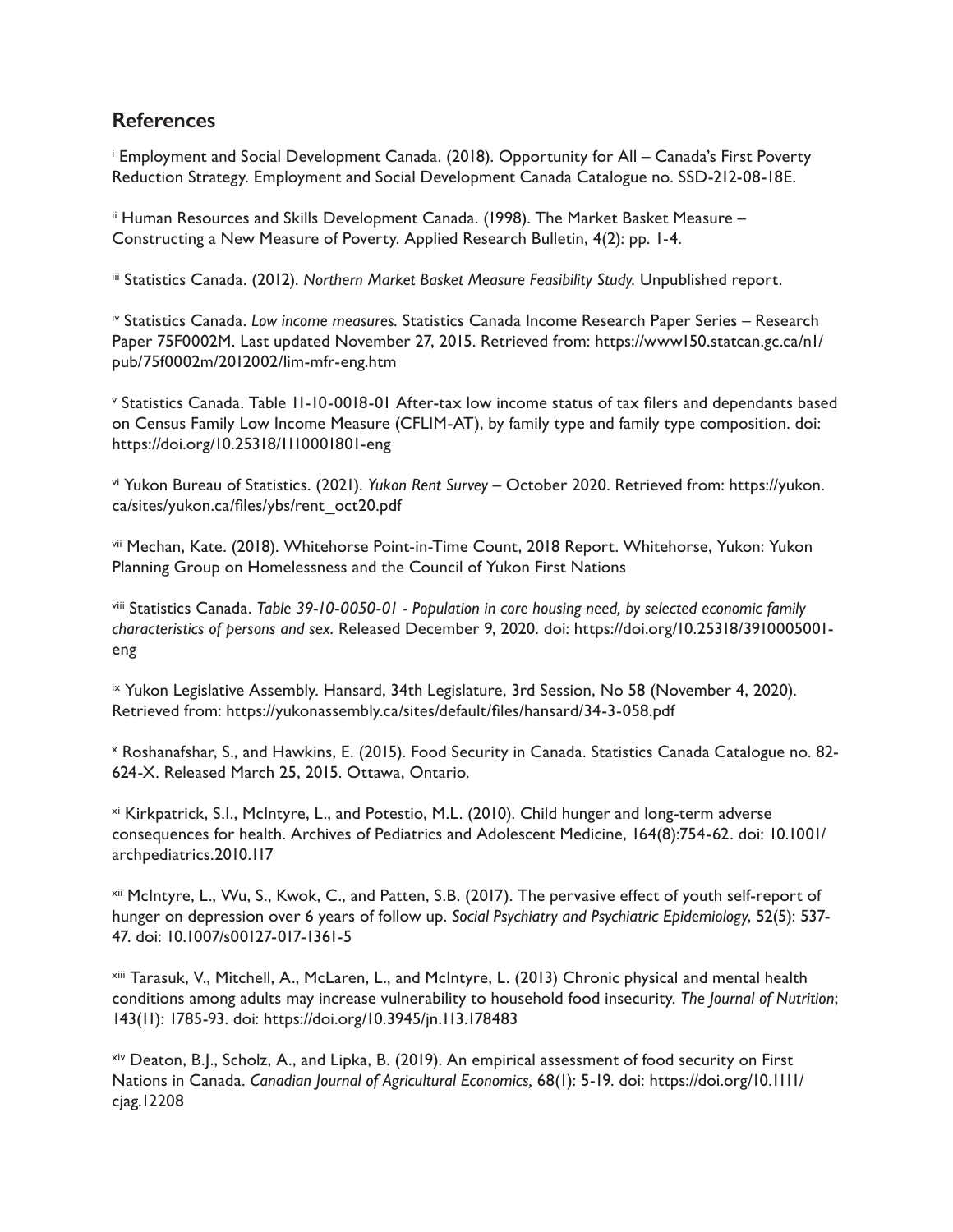## References

[i] Employment and Social Development Canada. (2018). Opportunity for All – Canada's First Poverty Reduction Strategy. Employment and Social Development Canada Catalogue no. SSD-212-08-18E.

[ii] Human Resources and Skills Development Canada. (1998). The Market Basket Measure – Constructing a New Measure of Poverty. Applied Research Bulletin, 4(2): pp. 1-4.

[iii] Statistics Canada. (2012). *Northern Market Basket Measure Feasibility Study.* Unpublished report.

[iv] Statistics Canada. *Low income measures.* Statistics Canada Income Research Paper Series – Research Paper 75F0002M. Last updated November 27, 2015. Retrieved from: https://www150.statcan.gc.ca/n1/pub/75f0002m/2012002/lim-mfr-eng.htm

[v] Statistics Canada. Table 11-10-0018-01 After-tax low income status of tax filers and dependants based on Census Family Low Income Measure (CFLIM-AT), by family type and family type composition. doi: https://doi.org/10.25318/1110001801-eng

[vi] Yukon Bureau of Statistics. (2021). *Yukon Rent Survey* – October 2020. Retrieved from: https://yukon.ca/sites/yukon.ca/files/ybs/rent_oct20.pdf

[vii] Mechan, Kate. (2018). Whitehorse Point-in-Time Count, 2018 Report. Whitehorse, Yukon: Yukon Planning Group on Homelessness and the Council of Yukon First Nations

[viii] Statistics Canada. *Table 39-10-0050-01 - Population in core housing need, by selected economic family characteristics of persons and sex.* Released December 9, 2020. doi: https://doi.org/10.25318/3910005001-eng

[ix] Yukon Legislative Assembly. Hansard, 34th Legislature, 3rd Session, No 58 (November 4, 2020). Retrieved from: https://yukonassembly.ca/sites/default/files/hansard/34-3-058.pdf

[x] Roshanafshar, S., and Hawkins, E. (2015). Food Security in Canada. Statistics Canada Catalogue no. 82-624-X. Released March 25, 2015. Ottawa, Ontario.

[xi] Kirkpatrick, S.I., McIntyre, L., and Potestio, M.L. (2010). Child hunger and long-term adverse consequences for health. Archives of Pediatrics and Adolescent Medicine, 164(8):754-62. doi: 10.1001/archpediatrics.2010.117

[xii] McIntyre, L., Wu, S., Kwok, C., and Patten, S.B. (2017). The pervasive effect of youth self-report of hunger on depression over 6 years of follow up. *Social Psychiatry and Psychiatric Epidemiology*, 52(5): 537-47. doi: 10.1007/s00127-017-1361-5

[xiii] Tarasuk, V., Mitchell, A., McLaren, L., and McIntyre, L. (2013) Chronic physical and mental health conditions among adults may increase vulnerability to household food insecurity. *The Journal of Nutrition*; 143(11): 1785-93. doi: https://doi.org/10.3945/jn.113.178483

[xiv] Deaton, B.J., Scholz, A., and Lipka, B. (2019). An empirical assessment of food security on First Nations in Canada. *Canadian Journal of Agricultural Economics,* 68(1): 5-19. doi: https://doi.org/10.1111/cjag.12208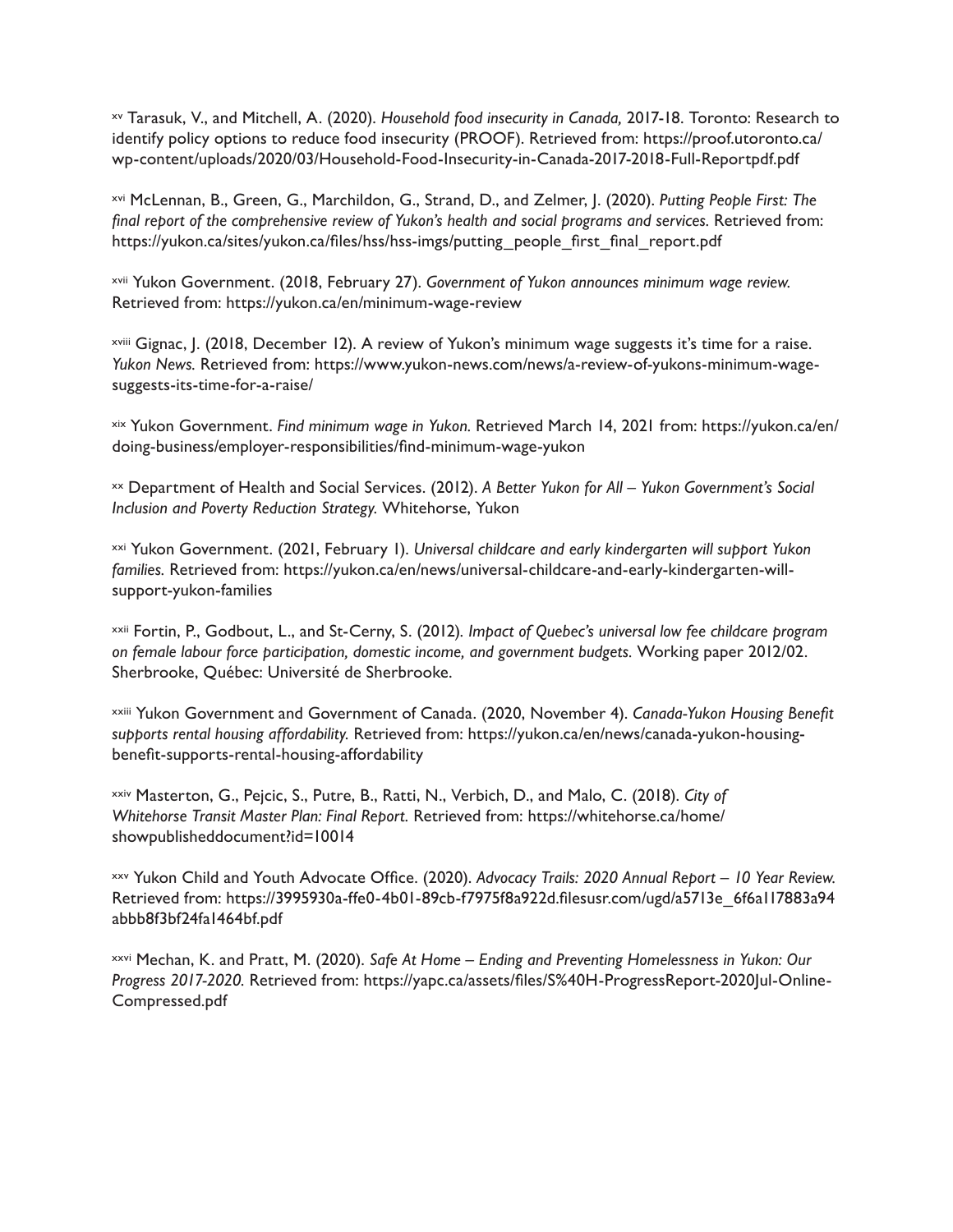[xv] Tarasuk, V., and Mitchell, A. (2020). *Household food insecurity in Canada,* 2017-18. Toronto: Research to identify policy options to reduce food insecurity (PROOF). Retrieved from: https://proof.utoronto.ca/wp-content/uploads/2020/03/Household-Food-Insecurity-in-Canada-2017-2018-Full-Reportpdf.pdf

[xvi] McLennan, B., Green, G., Marchildon, G., Strand, D., and Zelmer, J. (2020). *Putting People First: The final report of the comprehensive review of Yukon's health and social programs and services.* Retrieved from: https://yukon.ca/sites/yukon.ca/files/hss/hss-imgs/putting_people_first_final_report.pdf

[xvii] Yukon Government. (2018, February 27). *Government of Yukon announces minimum wage review.* Retrieved from: https://yukon.ca/en/minimum-wage-review

[xviii] Gignac, J. (2018, December 12). A review of Yukon's minimum wage suggests it's time for a raise. *Yukon News.* Retrieved from: https://www.yukon-news.com/news/a-review-of-yukons-minimum-wage-suggests-its-time-for-a-raise/

[xix] Yukon Government. *Find minimum wage in Yukon.* Retrieved March 14, 2021 from: https://yukon.ca/en/doing-business/employer-responsibilities/find-minimum-wage-yukon

[xx] Department of Health and Social Services. (2012). *A Better Yukon for All – Yukon Government's Social Inclusion and Poverty Reduction Strategy.* Whitehorse, Yukon

[xxi] Yukon Government. (2021, February 1). *Universal childcare and early kindergarten will support Yukon families.* Retrieved from: https://yukon.ca/en/news/universal-childcare-and-early-kindergarten-will-support-yukon-families

[xxii] Fortin, P., Godbout, L., and St-Cerny, S. (2012). *Impact of Quebec's universal low fee childcare program on female labour force participation, domestic income, and government budgets.* Working paper 2012/02. Sherbrooke, Québec: Université de Sherbrooke.

[xxiii] Yukon Government and Government of Canada. (2020, November 4). *Canada-Yukon Housing Benefit supports rental housing affordability.* Retrieved from: https://yukon.ca/en/news/canada-yukon-housing-benefit-supports-rental-housing-affordability

[xxiv] Masterton, G., Pejcic, S., Putre, B., Ratti, N., Verbich, D., and Malo, C. (2018). *City of Whitehorse Transit Master Plan: Final Report.* Retrieved from: https://whitehorse.ca/home/showpublisheddocument?id=10014

[xxv] Yukon Child and Youth Advocate Office. (2020). *Advocacy Trails: 2020 Annual Report – 10 Year Review.* Retrieved from: https://3995930a-ffe0-4b01-89cb-f7975f8a922d.filesusr.com/ugd/a5713e_6f6a117883a94abbb8f3bf24fa1464bf.pdf

[xxvi] Mechan, K. and Pratt, M. (2020). *Safe At Home – Ending and Preventing Homelessness in Yukon: Our Progress 2017-2020.* Retrieved from: https://yapc.ca/assets/files/S%40H-ProgressReport-2020Jul-Online-Compressed.pdf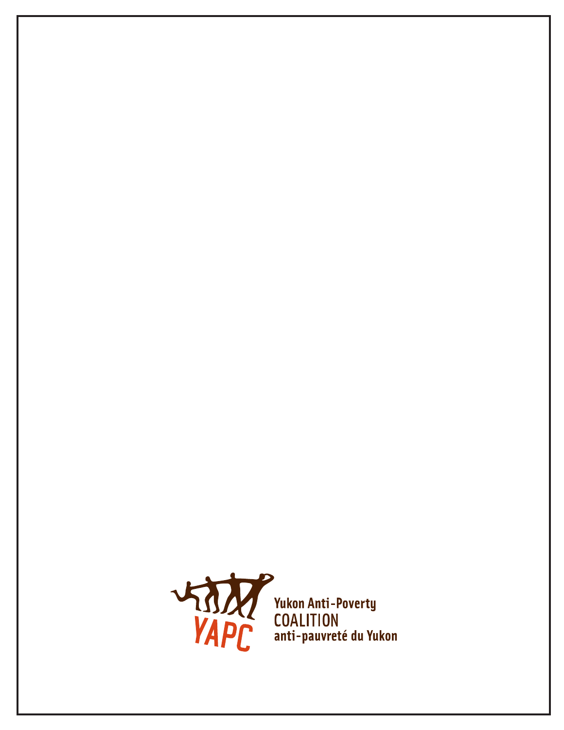YAPC

Yukon Anti-Poverty
COALITION
anti-pauvreté du Yukon